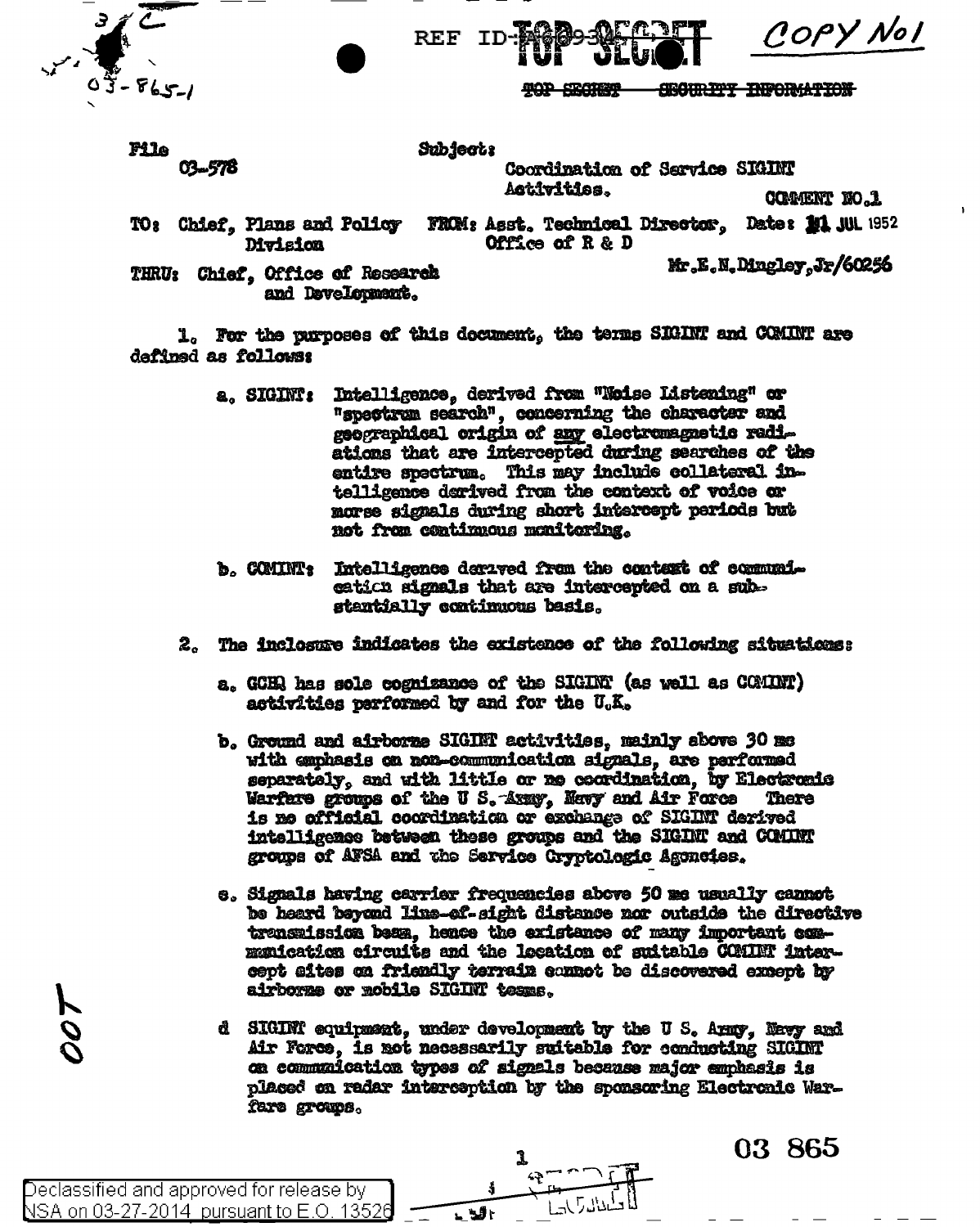REF ID:A60934 TOP SECRET COPY No1

TOP SECRET SECURITY INFORMATION

File 03-578

Subject: Coordination of Service SIGINT Activities.

COMMENT NO.1

TO: Chief, Plans and Policy Division

FROM: Asst. Technical Director, Office of R & D

Date: 11 JUL 1952

THRU: Chief, Office of Research and Development.

Mr.E.N.Dingley,Jr/60256

1. For the purposes of this document, the terms SIGINT and COMINT are defined as follows:

a. SIGINT: Intelligence, derived from "Noise Listening" or "spectrum search", concerning the character and geographical origin of any electromagnetic radiations that are intercepted during searches of the entire spectrum. This may include collateral intelligence derived from the context of voice or morse signals during short intercept periods but not from continuous monitoring.

b. COMINT: Intelligence derived from the context of communication signals that are intercepted on a substantially continuous basis.

2. The inclosure indicates the existence of the following situations:

a. GCHQ has sole cognizance of the SIGINT (as well as COMINT) activities performed by and for the U.K.

b. Ground and airborne SIGINT activities, mainly above 30 mc with emphasis on non-communication signals, are performed separately, and with little or no coordination, by Electronic Warfare groups of the U S. Army, Navy and Air Force There is no official coordination or exchange of SIGINT derived intelligence between these groups and the SIGINT and COMINT groups of AFSA and the Service Cryptologic Agencies.

c. Signals having carrier frequencies above 50 mc usually cannot be heard beyond line-of-sight distance nor outside the directive transmission beam, hence the existence of many important communication circuits and the location of suitable COMINT intercept sites on friendly terrain cannot be discovered except by airborne or mobile SIGINT teams.

d SIGINT equipment, under development by the U S. Army, Navy and Air Force, is not necessarily suitable for conducting SIGINT on communication types of signals because major emphasis is placed on radar interception by the sponsoring Electronic Warfare groups.

03 865

Declassified and approved for release by NSA on 03-27-2014 pursuant to E.O. 13526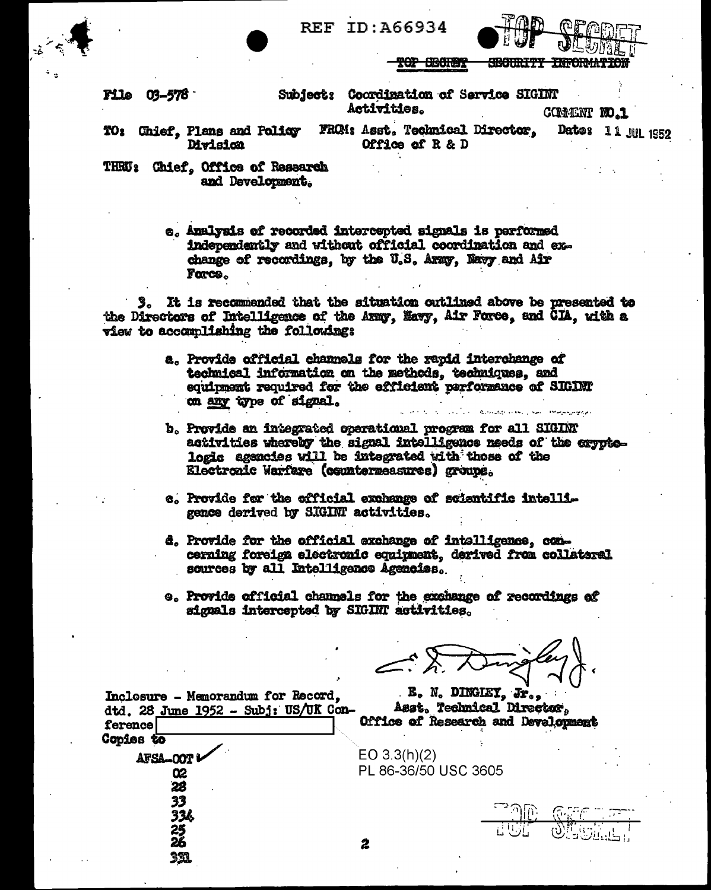REF ID:A66934

TOP SECRET

TOP SECRET SECURITY INFORMATION

File 03-578

Subject: Coordination of Service SIGINT Activities.

COMMENT NO.1

TO: Chief, Plans and Policy Division

FROM: Asst. Technical Director, Office of R & D

Date: 11 JUL 1952

THRU: Chief, Office of Research and Development.

e. Analysis of recorded intercepted signals is performed independently and without official coordination and exchange of recordings, by the U.S. Army, Navy and Air Force.

3. It is recommended that the situation outlined above be presented to the Directors of Intelligence of the Army, Navy, Air Force, and CIA, with a view to accomplishing the following:

a. Provide official channels for the rapid interchange of technical information on the methods, techniques, and equipment required for the efficient performance of SIGINT on any type of signal.

b. Provide an integrated operational program for all SIGINT activities whereby the signal intelligence needs of the cryptologic agencies will be integrated with those of the Electronic Warfare (countermeasures) groups.

c. Provide for the official exchange of scientific intelligence derived by SIGINT activities.

d. Provide for the official exchange of intelligence, concerning foreign electronic equipment, derived from collateral sources by all Intelligence Agencies.

e. Provide official channels for the exchange of recordings of signals intercepted by SIGINT activities.

E. N. DINGLEY, Jr.,
Asst. Technical Director,
Office of Research and Development

Inclosure - Memorandum for Record, dtd. 28 June 1952 - Subj: US/UK Conference [redacted]

Copies to
AFSA-OOT
02
28
33
334
25
26
331

EO 3.3(h)(2)
PL 86-36/50 USC 3605

TOP SECRET